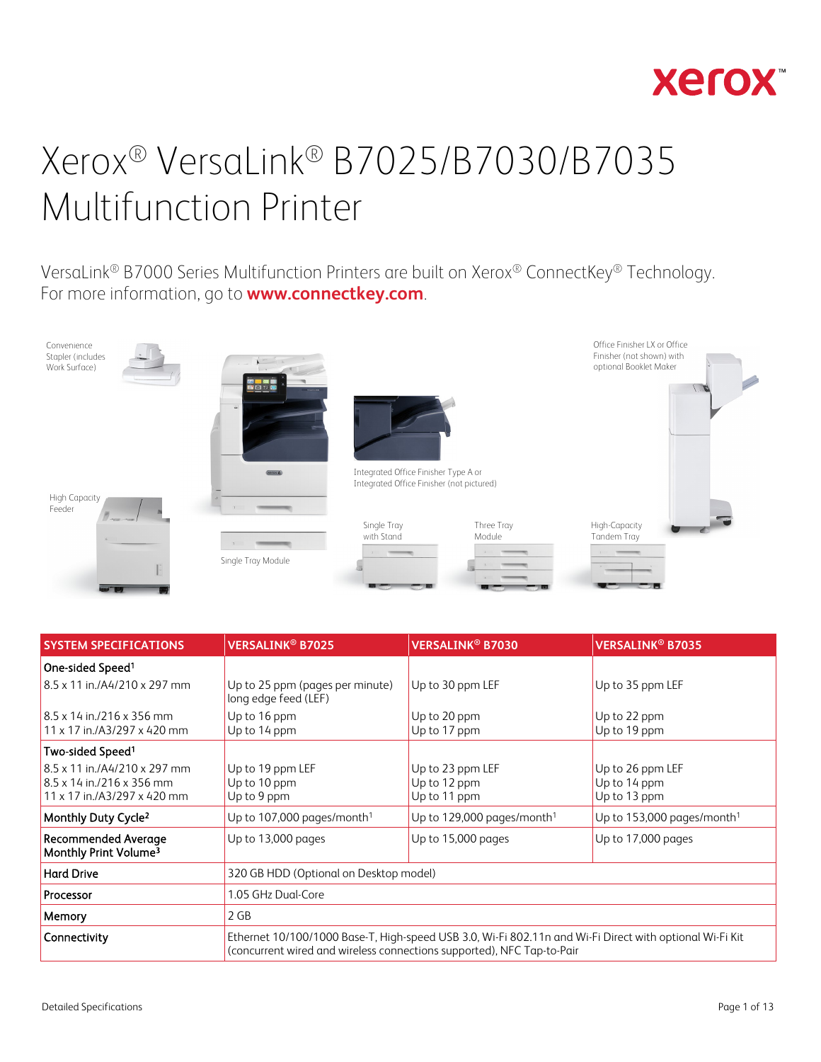# Xerox® VersaLink® B7025/B7030/B7035 Multifunction Printer

VersaLink® B7000 Series Multifunction Printers are built on Xerox® ConnectKey® Technology. For more information, go to **www.connectkey.com**.

Convenience Stapler (includes Work Surface)

High Capacity Feeder

Single Tray Module

Integrated Office Finisher Type A or Integrated Office Finisher (not pictured)

Single Tray with Stand

Three Tray Module

Office Finisher LX or Office Finisher (not shown) with optional Booklet Maker

High-Capacity Tandem Tray

| SYSTEM SPECIFICATIONS | VERSALINK® B7025 | VERSALINK® B7030 | VERSALINK® B7035 |
|---|---|---|---|
| **One-sided Speed**[1] | | | |
| 8.5 x 11 in./A4/210 x 297 mm | Up to 25 ppm (pages per minute) long edge feed (LEF) | Up to 30 ppm LEF | Up to 35 ppm LEF |
| 8.5 x 14 in./216 x 356 mm | Up to 16 ppm | Up to 20 ppm | Up to 22 ppm |
| 11 x 17 in./A3/297 x 420 mm | Up to 14 ppm | Up to 17 ppm | Up to 19 ppm |
| **Two-sided Speed**[1] | | | |
| 8.5 x 11 in./A4/210 x 297 mm | Up to 19 ppm LEF | Up to 23 ppm LEF | Up to 26 ppm LEF |
| 8.5 x 14 in./216 x 356 mm | Up to 10 ppm | Up to 12 ppm | Up to 14 ppm |
| 11 x 17 in./A3/297 x 420 mm | Up to 9 ppm | Up to 11 ppm | Up to 13 ppm |
| **Monthly Duty Cycle**[2] | Up to 107,000 pages/month[1] | Up to 129,000 pages/month[1] | Up to 153,000 pages/month[1] |
| **Recommended Average Monthly Print Volume**[3] | Up to 13,000 pages | Up to 15,000 pages | Up to 17,000 pages |
| **Hard Drive** | 320 GB HDD (Optional on Desktop model) | | |
| **Processor** | 1.05 GHz Dual-Core | | |
| **Memory** | 2 GB | | |
| **Connectivity** | Ethernet 10/100/1000 Base-T, High-speed USB 3.0, Wi-Fi 802.11n and Wi-Fi Direct with optional Wi-Fi Kit (concurrent wired and wireless connections supported), NFC Tap-to-Pair | | |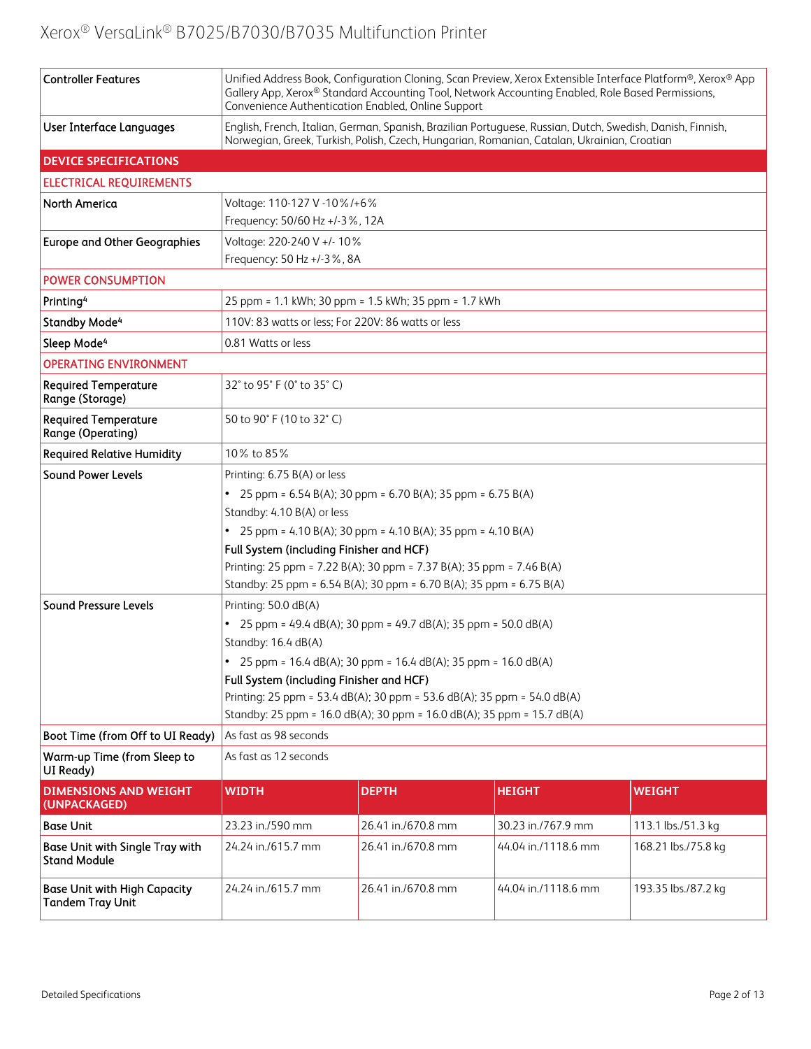| | |
|---|---|
| Controller Features | Unified Address Book, Configuration Cloning, Scan Preview, Xerox Extensible Interface Platform®, Xerox® App Gallery App, Xerox® Standard Accounting Tool, Network Accounting Enabled, Role Based Permissions, Convenience Authentication Enabled, Online Support |
| User Interface Languages | English, French, Italian, German, Spanish, Brazilian Portuguese, Russian, Dutch, Swedish, Danish, Finnish, Norwegian, Greek, Turkish, Polish, Czech, Hungarian, Romanian, Catalan, Ukrainian, Croatian |
| **DEVICE SPECIFICATIONS** | |
| **ELECTRICAL REQUIREMENTS** | |
| North America | Voltage: 110-127 V -10%/+6%<br>Frequency: 50/60 Hz +/-3%, 12A |
| Europe and Other Geographies | Voltage: 220-240 V +/- 10%<br>Frequency: 50 Hz +/-3%, 8A |
| **POWER CONSUMPTION** | |
| Printing[4] | 25 ppm = 1.1 kWh; 30 ppm = 1.5 kWh; 35 ppm = 1.7 kWh |
| Standby Mode[4] | 110V: 83 watts or less; For 220V: 86 watts or less |
| Sleep Mode[4] | 0.81 Watts or less |
| **OPERATING ENVIRONMENT** | |
| Required Temperature Range (Storage) | 32° to 95° F (0° to 35° C) |
| Required Temperature Range (Operating) | 50 to 90° F (10 to 32° C) |
| Required Relative Humidity | 10% to 85% |
| Sound Power Levels | Printing: 6.75 B(A) or less<br>• 25 ppm = 6.54 B(A); 30 ppm = 6.70 B(A); 35 ppm = 6.75 B(A)<br>Standby: 4.10 B(A) or less<br>• 25 ppm = 4.10 B(A); 30 ppm = 4.10 B(A); 35 ppm = 4.10 B(A)<br>**Full System (including Finisher and HCF)**<br>Printing: 25 ppm = 7.22 B(A); 30 ppm = 7.37 B(A); 35 ppm = 7.46 B(A)<br>Standby: 25 ppm = 6.54 B(A); 30 ppm = 6.70 B(A); 35 ppm = 6.75 B(A) |
| Sound Pressure Levels | Printing: 50.0 dB(A)<br>• 25 ppm = 49.4 dB(A); 30 ppm = 49.7 dB(A); 35 ppm = 50.0 dB(A)<br>Standby: 16.4 dB(A)<br>• 25 ppm = 16.4 dB(A); 30 ppm = 16.4 dB(A); 35 ppm = 16.0 dB(A)<br>**Full System (including Finisher and HCF)**<br>Printing: 25 ppm = 53.4 dB(A); 30 ppm = 53.6 dB(A); 35 ppm = 54.0 dB(A)<br>Standby: 25 ppm = 16.0 dB(A); 30 ppm = 16.0 dB(A); 35 ppm = 15.7 dB(A) |
| Boot Time (from Off to UI Ready) | As fast as 98 seconds |
| Warm-up Time (from Sleep to UI Ready) | As fast as 12 seconds |

| DIMENSIONS AND WEIGHT (UNPACKAGED) | WIDTH | DEPTH | HEIGHT | WEIGHT |
|---|---|---|---|---|
| Base Unit | 23.23 in./590 mm | 26.41 in./670.8 mm | 30.23 in./767.9 mm | 113.1 lbs./51.3 kg |
| Base Unit with Single Tray with Stand Module | 24.24 in./615.7 mm | 26.41 in./670.8 mm | 44.04 in./1118.6 mm | 168.21 lbs./75.8 kg |
| Base Unit with High Capacity Tandem Tray Unit | 24.24 in./615.7 mm | 26.41 in./670.8 mm | 44.04 in./1118.6 mm | 193.35 lbs./87.2 kg |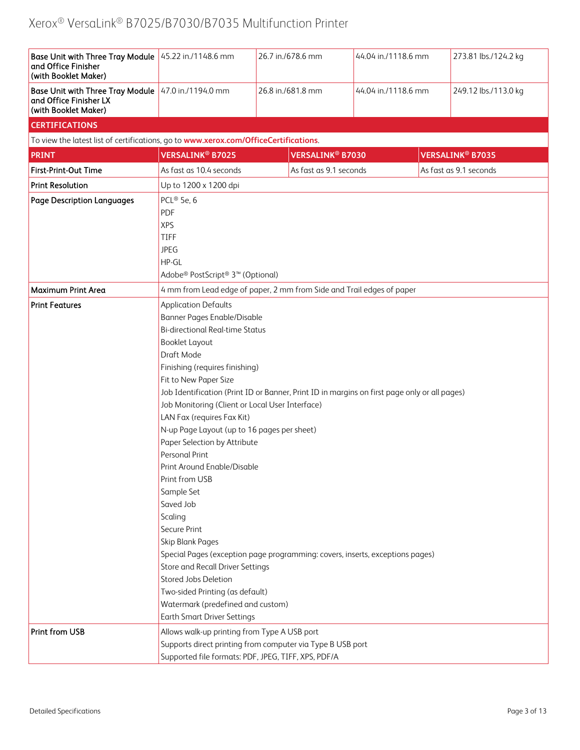| Base Unit with Three Tray Module and Office Finisher (with Booklet Maker) | 45.22 in./1148.6 mm | 26.7 in./678.6 mm | 44.04 in./1118.6 mm | 273.81 lbs./124.2 kg |
|---|---|---|---|---|
| Base Unit with Three Tray Module and Office Finisher LX (with Booklet Maker) | 47.0 in./1194.0 mm | 26.8 in./681.8 mm | 44.04 in./1118.6 mm | 249.12 lbs./113.0 kg |

## CERTIFICATIONS

To view the latest list of certifications, go to **www.xerox.com/OfficeCertifications**.

| PRINT | VERSALINK® B7025 | VERSALINK® B7030 | VERSALINK® B7035 |
|---|---|---|---|
| First-Print-Out Time | As fast as 10.4 seconds | As fast as 9.1 seconds | As fast as 9.1 seconds |
| Print Resolution | Up to 1200 x 1200 dpi | | |
| Page Description Languages | PCL® 5e, 6<br>PDF<br>XPS<br>TIFF<br>JPEG<br>HP-GL<br>Adobe® PostScript® 3™ (Optional) | | |
| Maximum Print Area | 4 mm from Lead edge of paper, 2 mm from Side and Trail edges of paper | | |
| Print Features | Application Defaults<br>Banner Pages Enable/Disable<br>Bi-directional Real-time Status<br>Booklet Layout<br>Draft Mode<br>Finishing (requires finishing)<br>Fit to New Paper Size<br>Job Identification (Print ID or Banner, Print ID in margins on first page only or all pages)<br>Job Monitoring (Client or Local User Interface)<br>LAN Fax (requires Fax Kit)<br>N-up Page Layout (up to 16 pages per sheet)<br>Paper Selection by Attribute<br>Personal Print<br>Print Around Enable/Disable<br>Print from USB<br>Sample Set<br>Saved Job<br>Scaling<br>Secure Print<br>Skip Blank Pages<br>Special Pages (exception page programming: covers, inserts, exceptions pages)<br>Store and Recall Driver Settings<br>Stored Jobs Deletion<br>Two-sided Printing (as default)<br>Watermark (predefined and custom)<br>Earth Smart Driver Settings | | |
| Print from USB | Allows walk-up printing from Type A USB port<br>Supports direct printing from computer via Type B USB port<br>Supported file formats: PDF, JPEG, TIFF, XPS, PDF/A | | |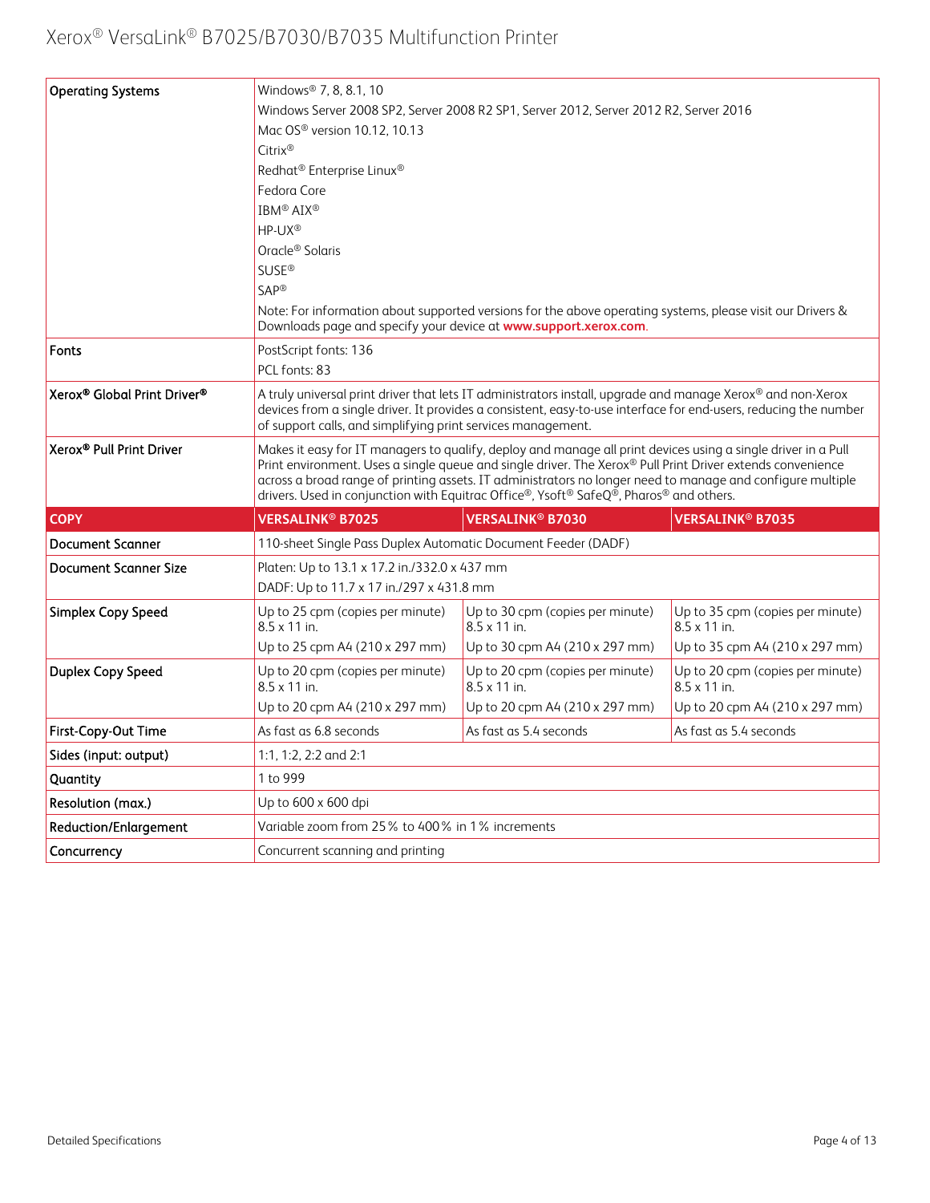| | | | |
|---|---|---|---|
| **Operating Systems** | Windows® 7, 8, 8.1, 10<br>Windows Server 2008 SP2, Server 2008 R2 SP1, Server 2012, Server 2012 R2, Server 2016<br>Mac OS® version 10.12, 10.13<br>Citrix®<br>Redhat® Enterprise Linux®<br>Fedora Core<br>IBM® AIX®<br>HP-UX®<br>Oracle® Solaris<br>SUSE®<br>SAP®<br>Note: For information about supported versions for the above operating systems, please visit our Drivers & Downloads page and specify your device at **www.support.xerox.com**. | | |
| **Fonts** | PostScript fonts: 136<br>PCL fonts: 83 | | |
| **Xerox® Global Print Driver®** | A truly universal print driver that lets IT administrators install, upgrade and manage Xerox® and non-Xerox devices from a single driver. It provides a consistent, easy-to-use interface for end-users, reducing the number of support calls, and simplifying print services management. | | |
| **Xerox® Pull Print Driver** | Makes it easy for IT managers to qualify, deploy and manage all print devices using a single driver in a Pull Print environment. Uses a single queue and single driver. The Xerox® Pull Print Driver extends convenience across a broad range of printing assets. IT administrators no longer need to manage and configure multiple drivers. Used in conjunction with Equitrac Office®, Ysoft® SafeQ®, Pharos® and others. | | |
| **COPY** | **VERSALINK® B7025** | **VERSALINK® B7030** | **VERSALINK® B7035** |
| **Document Scanner** | 110-sheet Single Pass Duplex Automatic Document Feeder (DADF) | | |
| **Document Scanner Size** | Platen: Up to 13.1 x 17.2 in./332.0 x 437 mm<br>DADF: Up to 11.7 x 17 in./297 x 431.8 mm | | |
| **Simplex Copy Speed** | Up to 25 cpm (copies per minute) 8.5 x 11 in.<br>Up to 25 cpm A4 (210 x 297 mm) | Up to 30 cpm (copies per minute) 8.5 x 11 in.<br>Up to 30 cpm A4 (210 x 297 mm) | Up to 35 cpm (copies per minute) 8.5 x 11 in.<br>Up to 35 cpm A4 (210 x 297 mm) |
| **Duplex Copy Speed** | Up to 20 cpm (copies per minute) 8.5 x 11 in.<br>Up to 20 cpm A4 (210 x 297 mm) | Up to 20 cpm (copies per minute) 8.5 x 11 in.<br>Up to 20 cpm A4 (210 x 297 mm) | Up to 20 cpm (copies per minute) 8.5 x 11 in.<br>Up to 20 cpm A4 (210 x 297 mm) |
| **First-Copy-Out Time** | As fast as 6.8 seconds | As fast as 5.4 seconds | As fast as 5.4 seconds |
| **Sides (input: output)** | 1:1, 1:2, 2:2 and 2:1 | | |
| **Quantity** | 1 to 999 | | |
| **Resolution (max.)** | Up to 600 x 600 dpi | | |
| **Reduction/Enlargement** | Variable zoom from 25% to 400% in 1% increments | | |
| **Concurrency** | Concurrent scanning and printing | | |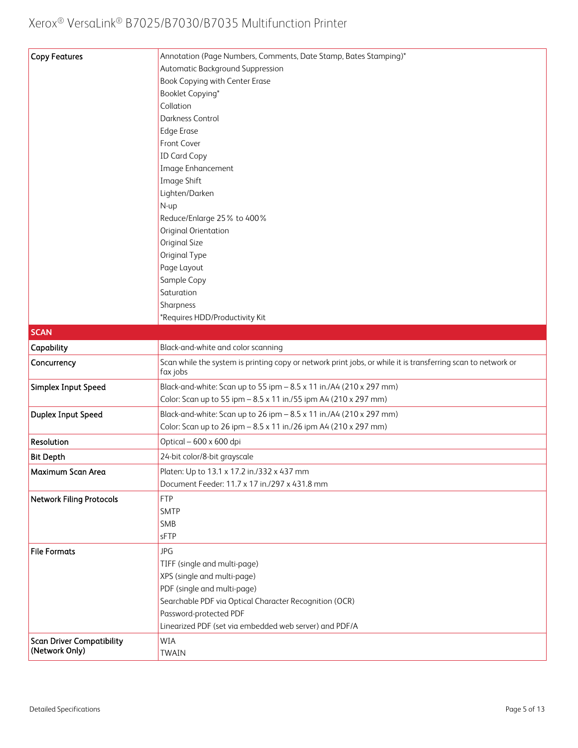| | |
|---|---|
| **Copy Features** | Annotation (Page Numbers, Comments, Date Stamp, Bates Stamping)*<br>Automatic Background Suppression<br>Book Copying with Center Erase<br>Booklet Copying*<br>Collation<br>Darkness Control<br>Edge Erase<br>Front Cover<br>ID Card Copy<br>Image Enhancement<br>Image Shift<br>Lighten/Darken<br>N-up<br>Reduce/Enlarge 25% to 400%<br>Original Orientation<br>Original Size<br>Original Type<br>Page Layout<br>Sample Copy<br>Saturation<br>Sharpness<br>*Requires HDD/Productivity Kit |
| **SCAN** | |
| **Capability** | Black-and-white and color scanning |
| **Concurrency** | Scan while the system is printing copy or network print jobs, or while it is transferring scan to network or fax jobs |
| **Simplex Input Speed** | Black-and-white: Scan up to 55 ipm – 8.5 x 11 in./A4 (210 x 297 mm)<br>Color: Scan up to 55 ipm – 8.5 x 11 in./55 ipm A4 (210 x 297 mm) |
| **Duplex Input Speed** | Black-and-white: Scan up to 26 ipm – 8.5 x 11 in./A4 (210 x 297 mm)<br>Color: Scan up to 26 ipm – 8.5 x 11 in./26 ipm A4 (210 x 297 mm) |
| **Resolution** | Optical – 600 x 600 dpi |
| **Bit Depth** | 24-bit color/8-bit grayscale |
| **Maximum Scan Area** | Platen: Up to 13.1 x 17.2 in./332 x 437 mm<br>Document Feeder: 11.7 x 17 in./297 x 431.8 mm |
| **Network Filing Protocols** | FTP<br>SMTP<br>SMB<br>sFTP |
| **File Formats** | JPG<br>TIFF (single and multi-page)<br>XPS (single and multi-page)<br>PDF (single and multi-page)<br>Searchable PDF via Optical Character Recognition (OCR)<br>Password-protected PDF<br>Linearized PDF (set via embedded web server) and PDF/A |
| **Scan Driver Compatibility (Network Only)** | WIA<br>TWAIN |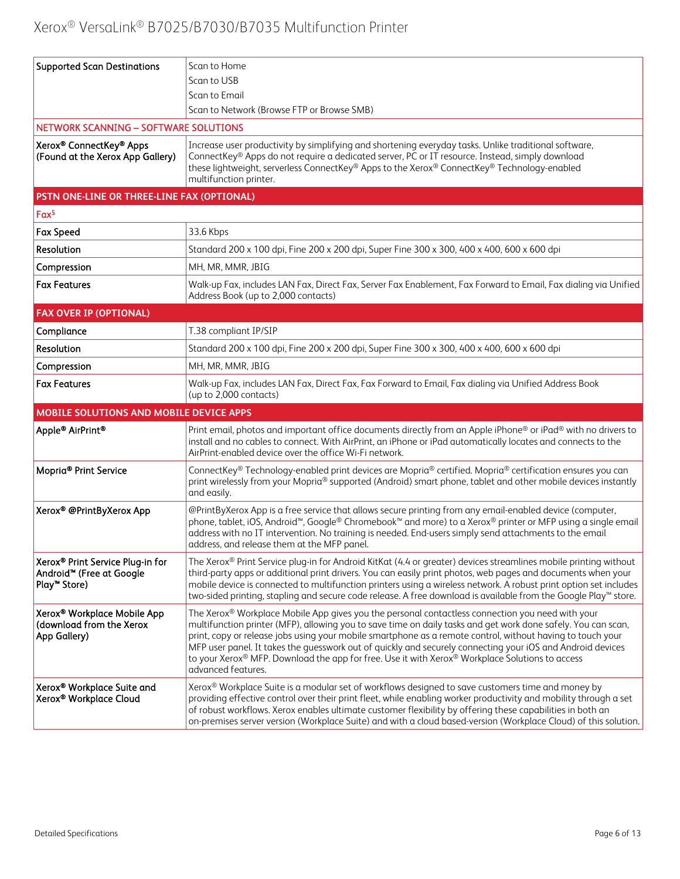| | |
|---|---|
| **Supported Scan Destinations** | Scan to Home<br>Scan to USB<br>Scan to Email<br>Scan to Network (Browse FTP or Browse SMB) |
| **NETWORK SCANNING – SOFTWARE SOLUTIONS** | |
| **Xerox® ConnectKey® Apps (Found at the Xerox App Gallery)** | Increase user productivity by simplifying and shortening everyday tasks. Unlike traditional software, ConnectKey® Apps do not require a dedicated server, PC or IT resource. Instead, simply download these lightweight, serverless ConnectKey® Apps to the Xerox® ConnectKey® Technology-enabled multifunction printer. |
| **PSTN ONE-LINE OR THREE-LINE FAX (OPTIONAL)** | |
| **Fax[5]** | |
| **Fax Speed** | 33.6 Kbps |
| **Resolution** | Standard 200 x 100 dpi, Fine 200 x 200 dpi, Super Fine 300 x 300, 400 x 400, 600 x 600 dpi |
| **Compression** | MH, MR, MMR, JBIG |
| **Fax Features** | Walk-up Fax, includes LAN Fax, Direct Fax, Server Fax Enablement, Fax Forward to Email, Fax dialing via Unified Address Book (up to 2,000 contacts) |
| **FAX OVER IP (OPTIONAL)** | |
| **Compliance** | T.38 compliant IP/SIP |
| **Resolution** | Standard 200 x 100 dpi, Fine 200 x 200 dpi, Super Fine 300 x 300, 400 x 400, 600 x 600 dpi |
| **Compression** | MH, MR, MMR, JBIG |
| **Fax Features** | Walk-up Fax, includes LAN Fax, Direct Fax, Fax Forward to Email, Fax dialing via Unified Address Book (up to 2,000 contacts) |
| **MOBILE SOLUTIONS AND MOBILE DEVICE APPS** | |
| **Apple® AirPrint®** | Print email, photos and important office documents directly from an Apple iPhone® or iPad® with no drivers to install and no cables to connect. With AirPrint, an iPhone or iPad automatically locates and connects to the AirPrint-enabled device over the office Wi-Fi network. |
| **Mopria® Print Service** | ConnectKey® Technology-enabled print devices are Mopria® certified. Mopria® certification ensures you can print wirelessly from your Mopria® supported (Android) smart phone, tablet and other mobile devices instantly and easily. |
| **Xerox® @PrintByXerox App** | @PrintByXerox App is a free service that allows secure printing from any email-enabled device (computer, phone, tablet, iOS, Android™, Google® Chromebook™ and more) to a Xerox® printer or MFP using a single email address with no IT intervention. No training is needed. End-users simply send attachments to the email address, and release them at the MFP panel. |
| **Xerox® Print Service Plug-in for Android™ (Free at Google Play™ Store)** | The Xerox® Print Service plug-in for Android KitKat (4.4 or greater) devices streamlines mobile printing without third-party apps or additional print drivers. You can easily print photos, web pages and documents when your mobile device is connected to multifunction printers using a wireless network. A robust print option set includes two-sided printing, stapling and secure code release. A free download is available from the Google Play™ store. |
| **Xerox® Workplace Mobile App (download from the Xerox App Gallery)** | The Xerox® Workplace Mobile App gives you the personal contactless connection you need with your multifunction printer (MFP), allowing you to save time on daily tasks and get work done safely. You can scan, print, copy or release jobs using your mobile smartphone as a remote control, without having to touch your MFP user panel. It takes the guesswork out of quickly and securely connecting your iOS and Android devices to your Xerox® MFP. Download the app for free. Use it with Xerox® Workplace Solutions to access advanced features. |
| **Xerox® Workplace Suite and Xerox® Workplace Cloud** | Xerox® Workplace Suite is a modular set of workflows designed to save customers time and money by providing effective control over their print fleet, while enabling worker productivity and mobility through a set of robust workflows. Xerox enables ultimate customer flexibility by offering these capabilities in both an on-premises server version (Workplace Suite) and with a cloud based-version (Workplace Cloud) of this solution. |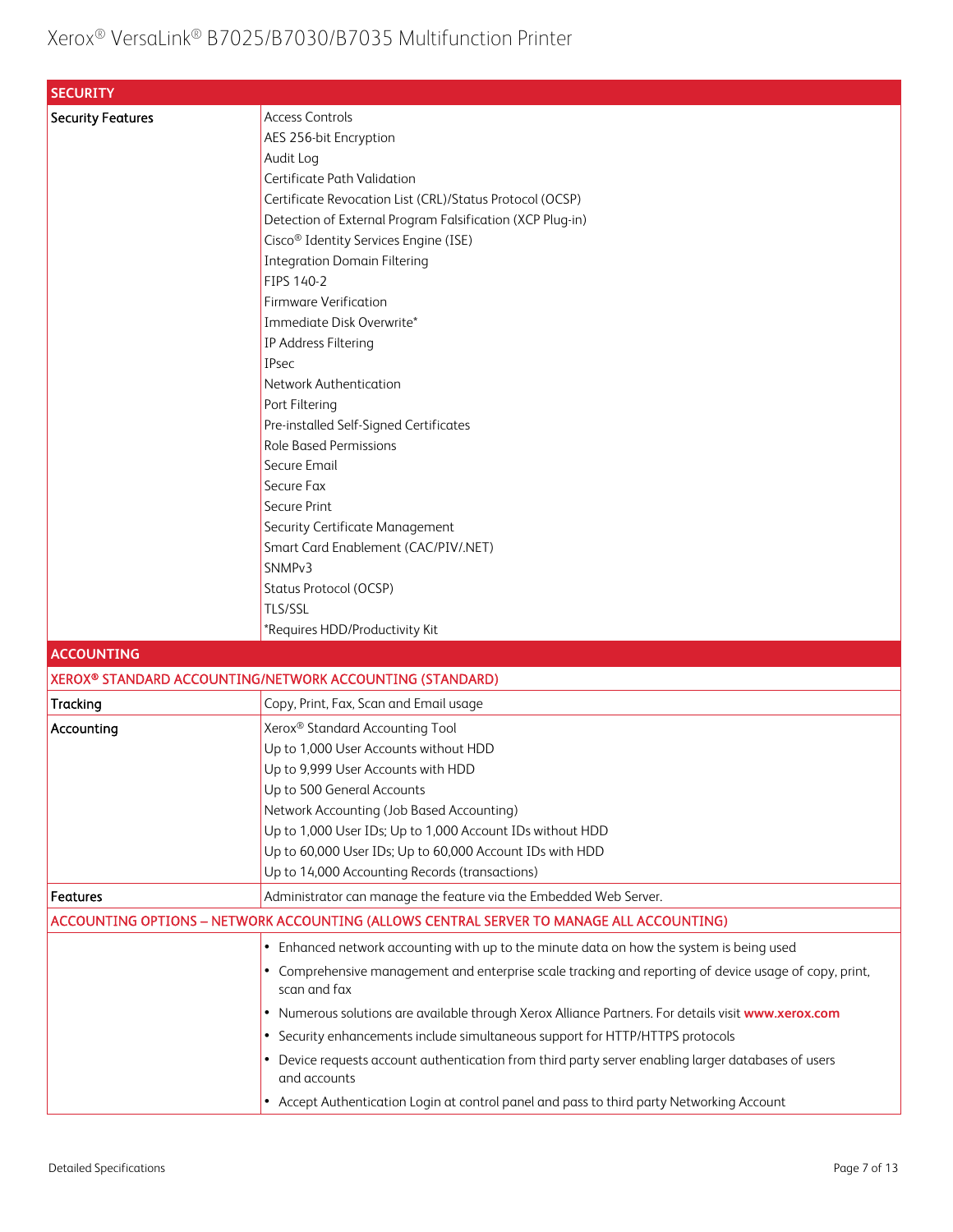| SECURITY | |
|---|---|
| Security Features | Access Controls<br>AES 256-bit Encryption<br>Audit Log<br>Certificate Path Validation<br>Certificate Revocation List (CRL)/Status Protocol (OCSP)<br>Detection of External Program Falsification (XCP Plug-in)<br>Cisco® Identity Services Engine (ISE)<br>Integration Domain Filtering<br>FIPS 140-2<br>Firmware Verification<br>Immediate Disk Overwrite*<br>IP Address Filtering<br>IPsec<br>Network Authentication<br>Port Filtering<br>Pre-installed Self-Signed Certificates<br>Role Based Permissions<br>Secure Email<br>Secure Fax<br>Secure Print<br>Security Certificate Management<br>Smart Card Enablement (CAC/PIV/.NET)<br>SNMPv3<br>Status Protocol (OCSP)<br>TLS/SSL<br>*Requires HDD/Productivity Kit |
| **ACCOUNTING** | |
| **XEROX® STANDARD ACCOUNTING/NETWORK ACCOUNTING (STANDARD)** | |
| Tracking | Copy, Print, Fax, Scan and Email usage |
| Accounting | Xerox® Standard Accounting Tool<br>Up to 1,000 User Accounts without HDD<br>Up to 9,999 User Accounts with HDD<br>Up to 500 General Accounts<br>Network Accounting (Job Based Accounting)<br>Up to 1,000 User IDs; Up to 1,000 Account IDs without HDD<br>Up to 60,000 User IDs; Up to 60,000 Account IDs with HDD<br>Up to 14,000 Accounting Records (transactions) |
| Features | Administrator can manage the feature via the Embedded Web Server. |
| **ACCOUNTING OPTIONS – NETWORK ACCOUNTING (ALLOWS CENTRAL SERVER TO MANAGE ALL ACCOUNTING)** | |
| | • Enhanced network accounting with up to the minute data on how the system is being used<br>• Comprehensive management and enterprise scale tracking and reporting of device usage of copy, print, scan and fax<br>• Numerous solutions are available through Xerox Alliance Partners. For details visit **www.xerox.com**<br>• Security enhancements include simultaneous support for HTTP/HTTPS protocols<br>• Device requests account authentication from third party server enabling larger databases of users and accounts<br>• Accept Authentication Login at control panel and pass to third party Networking Account |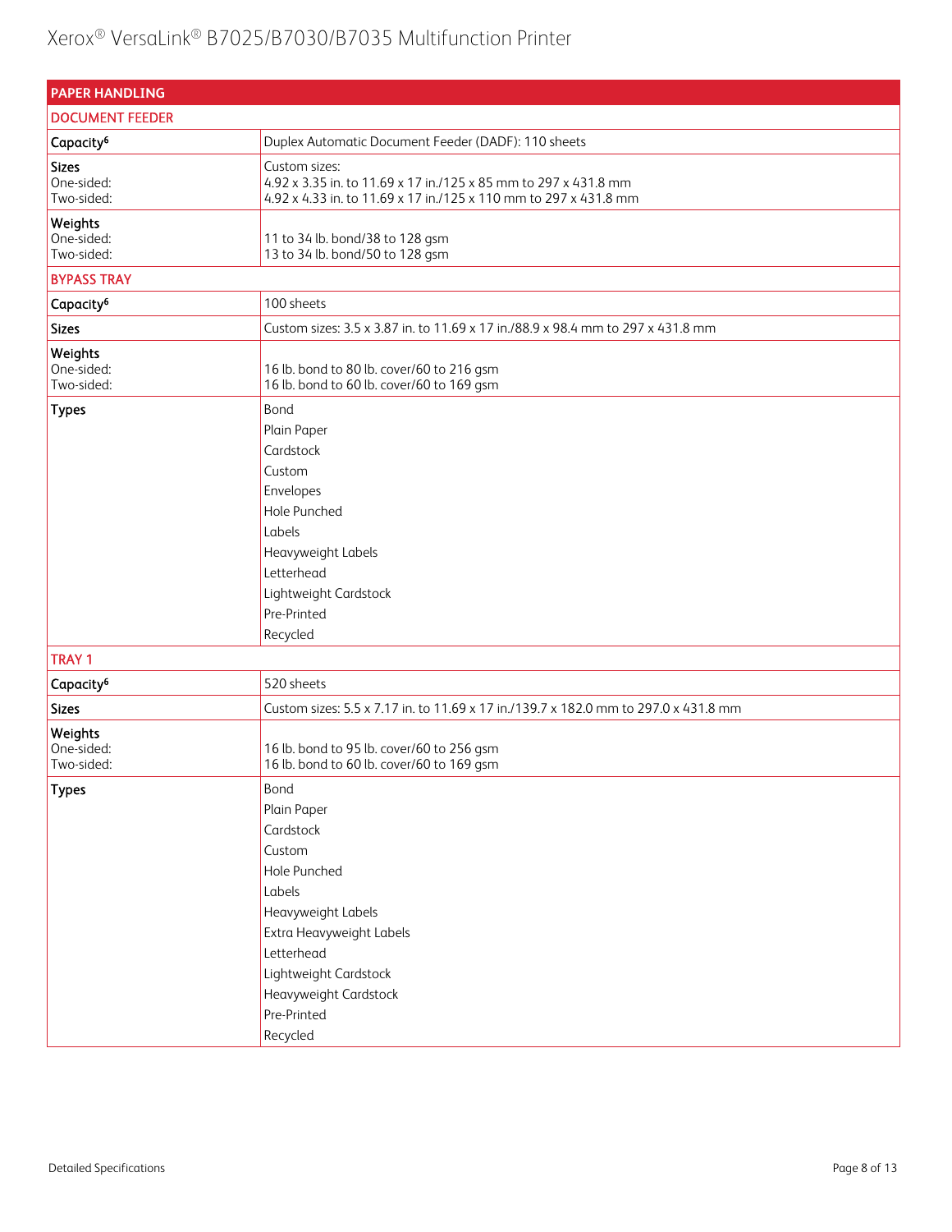| PAPER HANDLING | |
|---|---|
| **DOCUMENT FEEDER** | |
| **Capacity**[6] | Duplex Automatic Document Feeder (DADF): 110 sheets |
| **Sizes**<br>One-sided:<br>Two-sided: | Custom sizes:<br>4.92 x 3.35 in. to 11.69 x 17 in./125 x 85 mm to 297 x 431.8 mm<br>4.92 x 4.33 in. to 11.69 x 17 in./125 x 110 mm to 297 x 431.8 mm |
| **Weights**<br>One-sided:<br>Two-sided: | 11 to 34 lb. bond/38 to 128 gsm<br>13 to 34 lb. bond/50 to 128 gsm |
| **BYPASS TRAY** | |
| **Capacity**[6] | 100 sheets |
| **Sizes** | Custom sizes: 3.5 x 3.87 in. to 11.69 x 17 in./88.9 x 98.4 mm to 297 x 431.8 mm |
| **Weights**<br>One-sided:<br>Two-sided: | 16 lb. bond to 80 lb. cover/60 to 216 gsm<br>16 lb. bond to 60 lb. cover/60 to 169 gsm |
| **Types** | Bond<br>Plain Paper<br>Cardstock<br>Custom<br>Envelopes<br>Hole Punched<br>Labels<br>Heavyweight Labels<br>Letterhead<br>Lightweight Cardstock<br>Pre-Printed<br>Recycled |
| **TRAY 1** | |
| **Capacity**[6] | 520 sheets |
| **Sizes** | Custom sizes: 5.5 x 7.17 in. to 11.69 x 17 in./139.7 x 182.0 mm to 297.0 x 431.8 mm |
| **Weights**<br>One-sided:<br>Two-sided: | 16 lb. bond to 95 lb. cover/60 to 256 gsm<br>16 lb. bond to 60 lb. cover/60 to 169 gsm |
| **Types** | Bond<br>Plain Paper<br>Cardstock<br>Custom<br>Hole Punched<br>Labels<br>Heavyweight Labels<br>Extra Heavyweight Labels<br>Letterhead<br>Lightweight Cardstock<br>Heavyweight Cardstock<br>Pre-Printed<br>Recycled |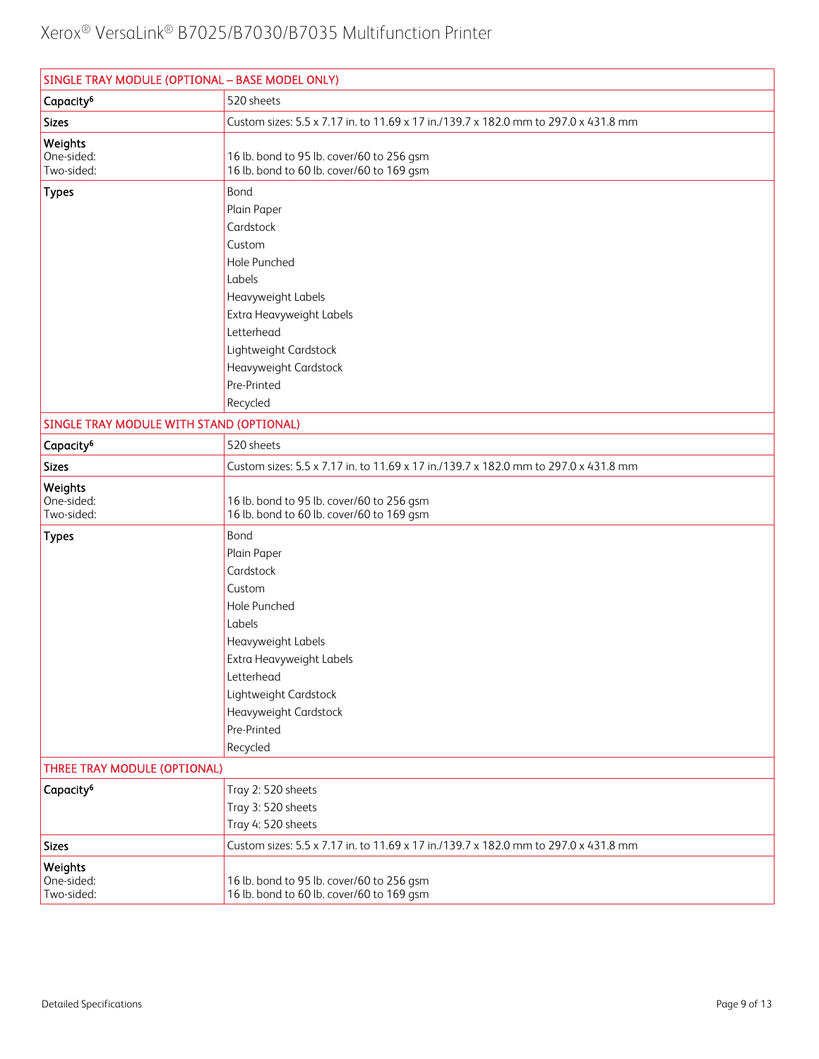| SINGLE TRAY MODULE (OPTIONAL – BASE MODEL ONLY) | |
|---|---|
| Capacity[6] | 520 sheets |
| Sizes | Custom sizes: 5.5 x 7.17 in. to 11.69 x 17 in./139.7 x 182.0 mm to 297.0 x 431.8 mm |
| Weights<br>One-sided:<br>Two-sided: | <br>16 lb. bond to 95 lb. cover/60 to 256 gsm<br>16 lb. bond to 60 lb. cover/60 to 169 gsm |
| Types | Bond<br>Plain Paper<br>Cardstock<br>Custom<br>Hole Punched<br>Labels<br>Heavyweight Labels<br>Extra Heavyweight Labels<br>Letterhead<br>Lightweight Cardstock<br>Heavyweight Cardstock<br>Pre-Printed<br>Recycled |
| **SINGLE TRAY MODULE WITH STAND (OPTIONAL)** | |
| Capacity[6] | 520 sheets |
| Sizes | Custom sizes: 5.5 x 7.17 in. to 11.69 x 17 in./139.7 x 182.0 mm to 297.0 x 431.8 mm |
| Weights<br>One-sided:<br>Two-sided: | <br>16 lb. bond to 95 lb. cover/60 to 256 gsm<br>16 lb. bond to 60 lb. cover/60 to 169 gsm |
| Types | Bond<br>Plain Paper<br>Cardstock<br>Custom<br>Hole Punched<br>Labels<br>Heavyweight Labels<br>Extra Heavyweight Labels<br>Letterhead<br>Lightweight Cardstock<br>Heavyweight Cardstock<br>Pre-Printed<br>Recycled |
| **THREE TRAY MODULE (OPTIONAL)** | |
| Capacity[6] | Tray 2: 520 sheets<br>Tray 3: 520 sheets<br>Tray 4: 520 sheets |
| Sizes | Custom sizes: 5.5 x 7.17 in. to 11.69 x 17 in./139.7 x 182.0 mm to 297.0 x 431.8 mm |
| Weights<br>One-sided:<br>Two-sided: | <br>16 lb. bond to 95 lb. cover/60 to 256 gsm<br>16 lb. bond to 60 lb. cover/60 to 169 gsm |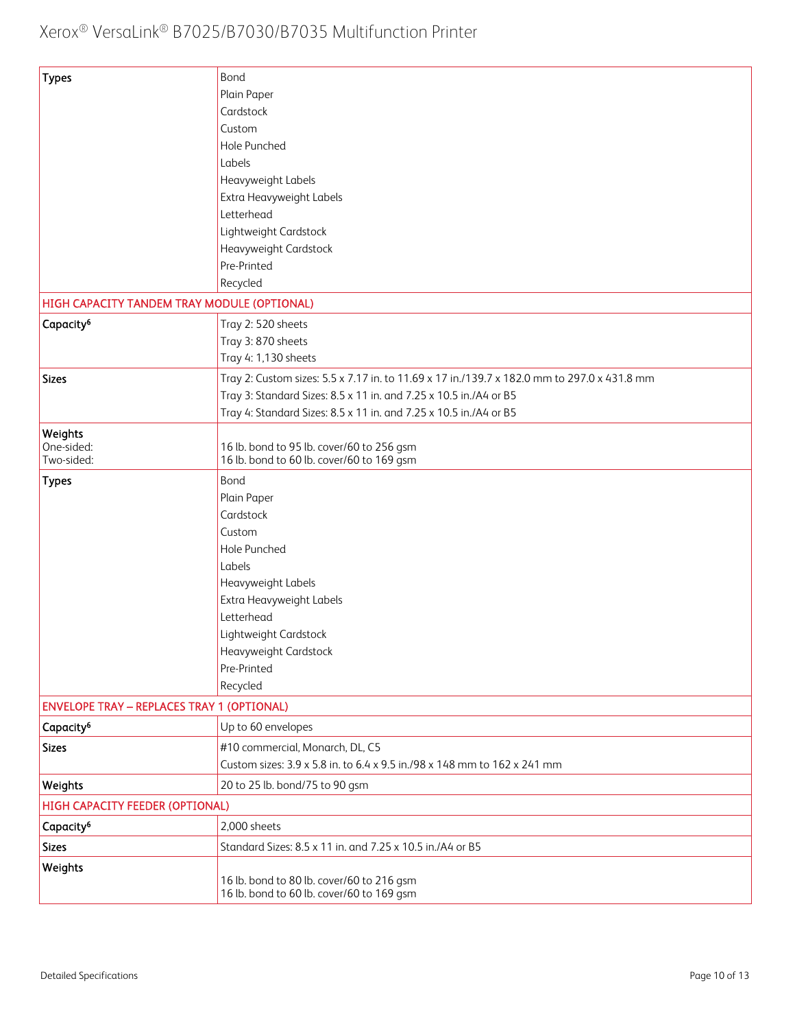| | |
|---|---|
| **Types** | Bond<br>Plain Paper<br>Cardstock<br>Custom<br>Hole Punched<br>Labels<br>Heavyweight Labels<br>Extra Heavyweight Labels<br>Letterhead<br>Lightweight Cardstock<br>Heavyweight Cardstock<br>Pre-Printed<br>Recycled |
| **HIGH CAPACITY TANDEM TRAY MODULE (OPTIONAL)** | |
| **Capacity[6]** | Tray 2: 520 sheets<br>Tray 3: 870 sheets<br>Tray 4: 1,130 sheets |
| **Sizes** | Tray 2: Custom sizes: 5.5 x 7.17 in. to 11.69 x 17 in./139.7 x 182.0 mm to 297.0 x 431.8 mm<br>Tray 3: Standard Sizes: 8.5 x 11 in. and 7.25 x 10.5 in./A4 or B5<br>Tray 4: Standard Sizes: 8.5 x 11 in. and 7.25 x 10.5 in./A4 or B5 |
| **Weights**<br>One-sided:<br>Two-sided: | <br>16 lb. bond to 95 lb. cover/60 to 256 gsm<br>16 lb. bond to 60 lb. cover/60 to 169 gsm |
| **Types** | Bond<br>Plain Paper<br>Cardstock<br>Custom<br>Hole Punched<br>Labels<br>Heavyweight Labels<br>Extra Heavyweight Labels<br>Letterhead<br>Lightweight Cardstock<br>Heavyweight Cardstock<br>Pre-Printed<br>Recycled |
| **ENVELOPE TRAY – REPLACES TRAY 1 (OPTIONAL)** | |
| **Capacity[6]** | Up to 60 envelopes |
| **Sizes** | #10 commercial, Monarch, DL, C5<br>Custom sizes: 3.9 x 5.8 in. to 6.4 x 9.5 in./98 x 148 mm to 162 x 241 mm |
| **Weights** | 20 to 25 lb. bond/75 to 90 gsm |
| **HIGH CAPACITY FEEDER (OPTIONAL)** | |
| **Capacity[6]** | 2,000 sheets |
| **Sizes** | Standard Sizes: 8.5 x 11 in. and 7.25 x 10.5 in./A4 or B5 |
| **Weights** | 16 lb. bond to 80 lb. cover/60 to 216 gsm<br>16 lb. bond to 60 lb. cover/60 to 169 gsm |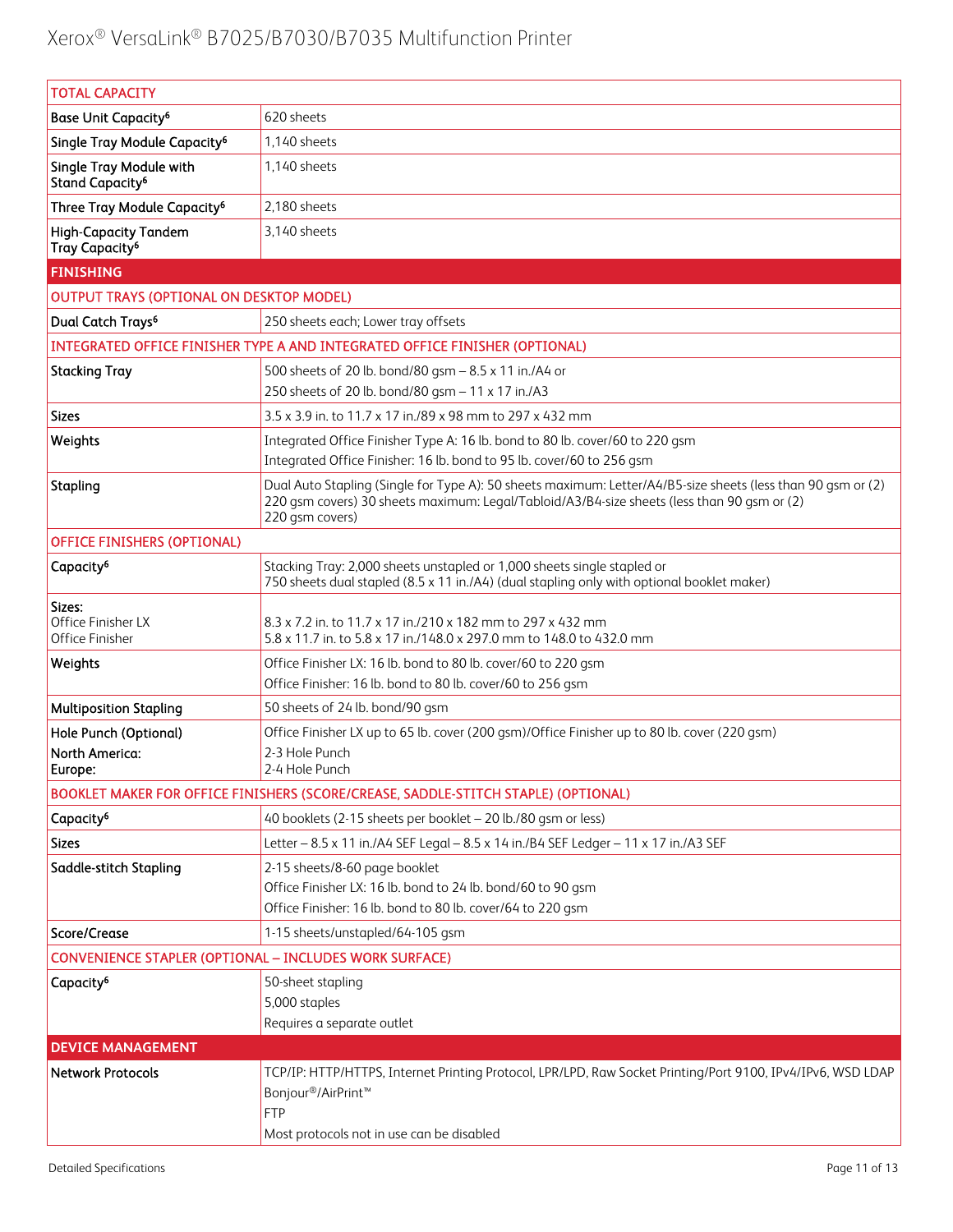| TOTAL CAPACITY | |
|---|---|
| Base Unit Capacity[6] | 620 sheets |
| Single Tray Module Capacity[6] | 1,140 sheets |
| Single Tray Module with Stand Capacity[6] | 1,140 sheets |
| Three Tray Module Capacity[6] | 2,180 sheets |
| High-Capacity Tandem Tray Capacity[6] | 3,140 sheets |
| **FINISHING** | |
| OUTPUT TRAYS (OPTIONAL ON DESKTOP MODEL) | |
| Dual Catch Trays[6] | 250 sheets each; Lower tray offsets |
| INTEGRATED OFFICE FINISHER TYPE A AND INTEGRATED OFFICE FINISHER (OPTIONAL) | |
| Stacking Tray | 500 sheets of 20 lb. bond/80 gsm – 8.5 x 11 in./A4 or<br>250 sheets of 20 lb. bond/80 gsm – 11 x 17 in./A3 |
| Sizes | 3.5 x 3.9 in. to 11.7 x 17 in./89 x 98 mm to 297 x 432 mm |
| Weights | Integrated Office Finisher Type A: 16 lb. bond to 80 lb. cover/60 to 220 gsm<br>Integrated Office Finisher: 16 lb. bond to 95 lb. cover/60 to 256 gsm |
| Stapling | Dual Auto Stapling (Single for Type A): 50 sheets maximum: Letter/A4/B5-size sheets (less than 90 gsm or (2) 220 gsm covers) 30 sheets maximum: Legal/Tabloid/A3/B4-size sheets (less than 90 gsm or (2) 220 gsm covers) |
| OFFICE FINISHERS (OPTIONAL) | |
| Capacity[6] | Stacking Tray: 2,000 sheets unstapled or 1,000 sheets single stapled or 750 sheets dual stapled (8.5 x 11 in./A4) (dual stapling only with optional booklet maker) |
| Sizes:<br>Office Finisher LX<br>Office Finisher | <br>8.3 x 7.2 in. to 11.7 x 17 in./210 x 182 mm to 297 x 432 mm<br>5.8 x 11.7 in. to 5.8 x 17 in./148.0 x 297.0 mm to 148.0 to 432.0 mm |
| Weights | Office Finisher LX: 16 lb. bond to 80 lb. cover/60 to 220 gsm<br>Office Finisher: 16 lb. bond to 80 lb. cover/60 to 256 gsm |
| Multiposition Stapling | 50 sheets of 24 lb. bond/90 gsm |
| Hole Punch (Optional)<br>North America:<br>Europe: | Office Finisher LX up to 65 lb. cover (200 gsm)/Office Finisher up to 80 lb. cover (220 gsm)<br>2-3 Hole Punch<br>2-4 Hole Punch |
| BOOKLET MAKER FOR OFFICE FINISHERS (SCORE/CREASE, SADDLE-STITCH STAPLE) (OPTIONAL) | |
| Capacity[6] | 40 booklets (2-15 sheets per booklet – 20 lb./80 gsm or less) |
| Sizes | Letter – 8.5 x 11 in./A4 SEF Legal – 8.5 x 14 in./B4 SEF Ledger – 11 x 17 in./A3 SEF |
| Saddle-stitch Stapling | 2-15 sheets/8-60 page booklet<br>Office Finisher LX: 16 lb. bond to 24 lb. bond/60 to 90 gsm<br>Office Finisher: 16 lb. bond to 80 lb. cover/64 to 220 gsm |
| Score/Crease | 1-15 sheets/unstapled/64-105 gsm |
| CONVENIENCE STAPLER (OPTIONAL – INCLUDES WORK SURFACE) | |
| Capacity[6] | 50-sheet stapling<br>5,000 staples<br>Requires a separate outlet |
| **DEVICE MANAGEMENT** | |
| Network Protocols | TCP/IP: HTTP/HTTPS, Internet Printing Protocol, LPR/LPD, Raw Socket Printing/Port 9100, IPv4/IPv6, WSD LDAP<br>Bonjour®/AirPrint™<br>FTP<br>Most protocols not in use can be disabled |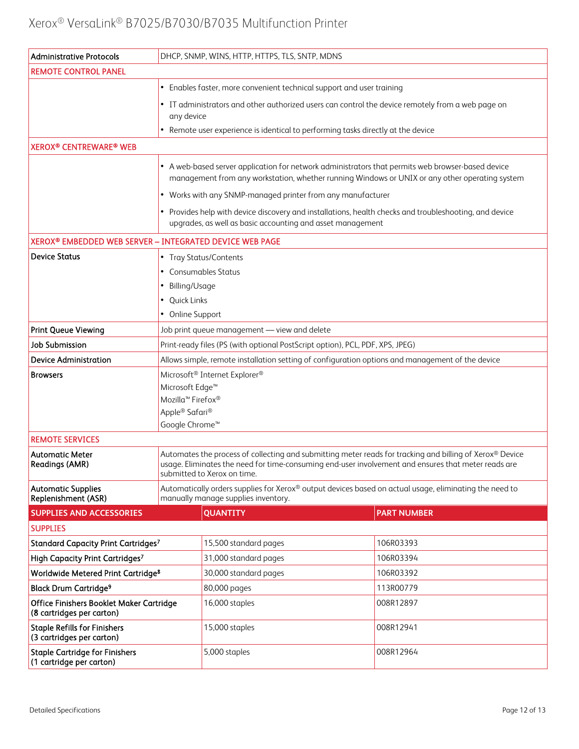| | |
|---|---|
| Administrative Protocols | DHCP, SNMP, WINS, HTTP, HTTPS, TLS, SNTP, MDNS |
| **REMOTE CONTROL PANEL** | |
| | • Enables faster, more convenient technical support and user training<br>• IT administrators and other authorized users can control the device remotely from a web page on any device<br>• Remote user experience is identical to performing tasks directly at the device |
| **XEROX® CENTREWARE® WEB** | |
| | • A web-based server application for network administrators that permits web browser-based device management from any workstation, whether running Windows or UNIX or any other operating system<br>• Works with any SNMP-managed printer from any manufacturer<br>• Provides help with device discovery and installations, health checks and troubleshooting, and device upgrades, as well as basic accounting and asset management |
| **XEROX® EMBEDDED WEB SERVER – INTEGRATED DEVICE WEB PAGE** | |
| Device Status | • Tray Status/Contents<br>• Consumables Status<br>• Billing/Usage<br>• Quick Links<br>• Online Support |
| Print Queue Viewing | Job print queue management — view and delete |
| Job Submission | Print-ready files (PS (with optional PostScript option), PCL, PDF, XPS, JPEG) |
| Device Administration | Allows simple, remote installation setting of configuration options and management of the device |
| Browsers | Microsoft® Internet Explorer®<br>Microsoft Edge™<br>Mozilla™ Firefox®<br>Apple® Safari®<br>Google Chrome™ |
| **REMOTE SERVICES** | |
| Automatic Meter Readings (AMR) | Automates the process of collecting and submitting meter reads for tracking and billing of Xerox® Device usage. Eliminates the need for time-consuming end-user involvement and ensures that meter reads are submitted to Xerox on time. |
| Automatic Supplies Replenishment (ASR) | Automatically orders supplies for Xerox® output devices based on actual usage, eliminating the need to manually manage supplies inventory. |

| SUPPLIES AND ACCESSORIES | QUANTITY | PART NUMBER |
|---|---|---|
| **SUPPLIES** | | |
| Standard Capacity Print Cartridges[7] | 15,500 standard pages | 106R03393 |
| High Capacity Print Cartridges[7] | 31,000 standard pages | 106R03394 |
| Worldwide Metered Print Cartridge[8] | 30,000 standard pages | 106R03392 |
| Black Drum Cartridge[9] | 80,000 pages | 113R00779 |
| Office Finishers Booklet Maker Cartridge (8 cartridges per carton) | 16,000 staples | 008R12897 |
| Staple Refills for Finishers (3 cartridges per carton) | 15,000 staples | 008R12941 |
| Staple Cartridge for Finishers (1 cartridge per carton) | 5,000 staples | 008R12964 |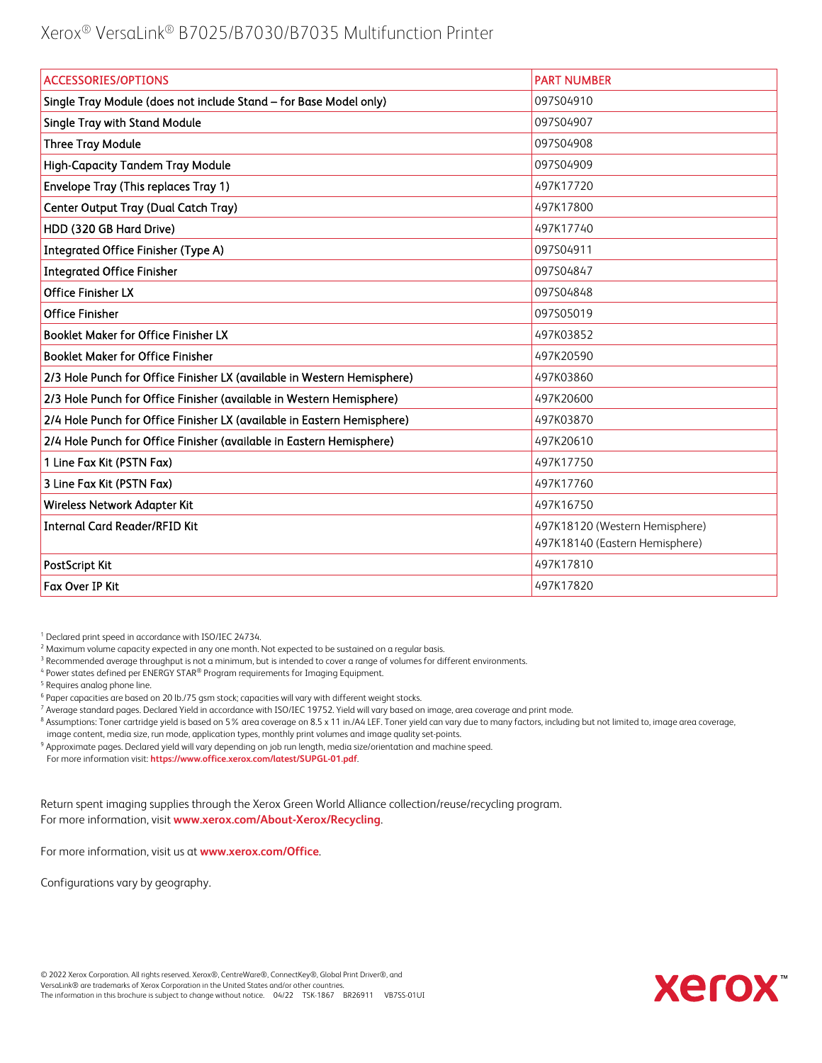| ACCESSORIES/OPTIONS | PART NUMBER |
|---|---|
| Single Tray Module (does not include Stand – for Base Model only) | 097S04910 |
| Single Tray with Stand Module | 097S04907 |
| Three Tray Module | 097S04908 |
| High-Capacity Tandem Tray Module | 097S04909 |
| Envelope Tray (This replaces Tray 1) | 497K17720 |
| Center Output Tray (Dual Catch Tray) | 497K17800 |
| HDD (320 GB Hard Drive) | 497K17740 |
| Integrated Office Finisher (Type A) | 097S04911 |
| Integrated Office Finisher | 097S04847 |
| Office Finisher LX | 097S04848 |
| Office Finisher | 097S05019 |
| Booklet Maker for Office Finisher LX | 497K03852 |
| Booklet Maker for Office Finisher | 497K20590 |
| 2/3 Hole Punch for Office Finisher LX (available in Western Hemisphere) | 497K03860 |
| 2/3 Hole Punch for Office Finisher (available in Western Hemisphere) | 497K20600 |
| 2/4 Hole Punch for Office Finisher LX (available in Eastern Hemisphere) | 497K03870 |
| 2/4 Hole Punch for Office Finisher (available in Eastern Hemisphere) | 497K20610 |
| 1 Line Fax Kit (PSTN Fax) | 497K17750 |
| 3 Line Fax Kit (PSTN Fax) | 497K17760 |
| Wireless Network Adapter Kit | 497K16750 |
| Internal Card Reader/RFID Kit | 497K18120 (Western Hemisphere)<br>497K18140 (Eastern Hemisphere) |
| PostScript Kit | 497K17810 |
| Fax Over IP Kit | 497K17820 |

[1] Declared print speed in accordance with ISO/IEC 24734.
[2] Maximum volume capacity expected in any one month. Not expected to be sustained on a regular basis.
[3] Recommended average throughput is not a minimum, but is intended to cover a range of volumes for different environments.
[4] Power states defined per ENERGY STAR® Program requirements for Imaging Equipment.
[5] Requires analog phone line.
[6] Paper capacities are based on 20 lb./75 gsm stock; capacities will vary with different weight stocks.
[7] Average standard pages. Declared Yield in accordance with ISO/IEC 19752. Yield will vary based on image, area coverage and print mode.
[8] Assumptions: Toner cartridge yield is based on 5% area coverage on 8.5 x 11 in./A4 LEF. Toner yield can vary due to many factors, including but not limited to, image area coverage, image content, media size, run mode, application types, monthly print volumes and image quality set-points.
[9] Approximate pages. Declared yield will vary depending on job run length, media size/orientation and machine speed.
For more information visit: **https://www.office.xerox.com/latest/SUPGL-01.pdf**.

Return spent imaging supplies through the Xerox Green World Alliance collection/reuse/recycling program.
For more information, visit **www.xerox.com/About-Xerox/Recycling**.

For more information, visit us at **www.xerox.com/Office**.

Configurations vary by geography.

© 2022 Xerox Corporation. All rights reserved. Xerox®, CentreWare®, ConnectKey®, Global Print Driver®, and VersaLink® are trademarks of Xerox Corporation in the United States and/or other countries.
The information in this brochure is subject to change without notice. 04/22 TSK-1867 BR26911 VB7SS-01UI